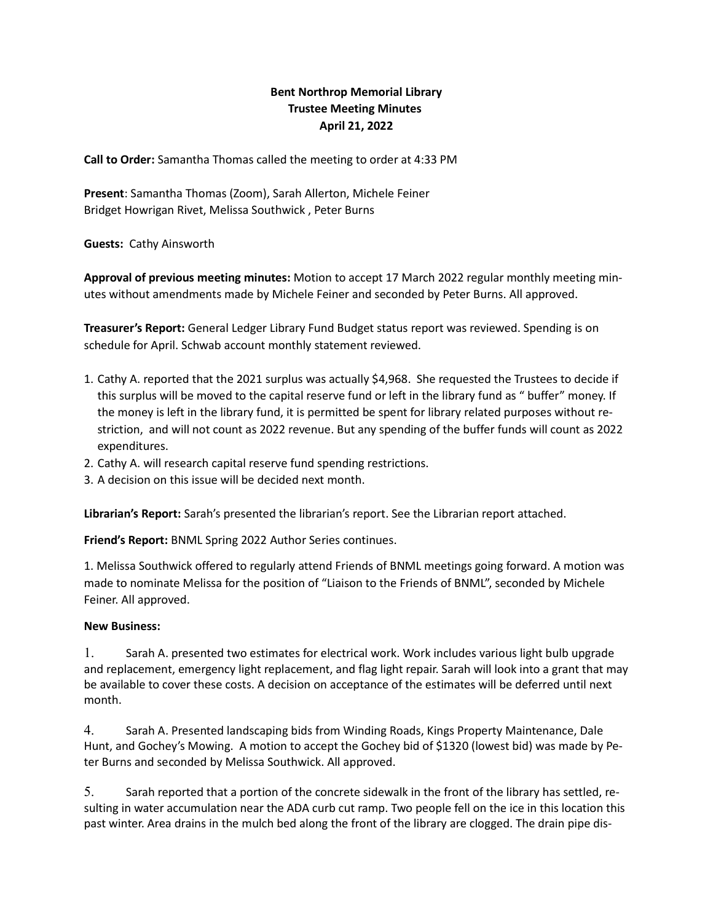# Bent Northrop Memorial Library
## Trustee Meeting Minutes
### April 21, 2022

**Call to Order:** Samantha Thomas called the meeting to order at 4:33 PM

**Present**: Samantha Thomas (Zoom), Sarah Allerton, Michele Feiner
Bridget Howrigan Rivet, Melissa Southwick , Peter Burns

**Guests:** Cathy Ainsworth

**Approval of previous meeting minutes:** Motion to accept 17 March 2022 regular monthly meeting minutes without amendments made by Michele Feiner and seconded by Peter Burns. All approved.

**Treasurer's Report:** General Ledger Library Fund Budget status report was reviewed. Spending is on schedule for April. Schwab account monthly statement reviewed.

1. Cathy A. reported that the 2021 surplus was actually $4,968. She requested the Trustees to decide if this surplus will be moved to the capital reserve fund or left in the library fund as " buffer" money. If the money is left in the library fund, it is permitted be spent for library related purposes without restriction, and will not count as 2022 revenue. But any spending of the buffer funds will count as 2022 expenditures.
2. Cathy A. will research capital reserve fund spending restrictions.
3. A decision on this issue will be decided next month.

**Librarian's Report:** Sarah's presented the librarian's report. See the Librarian report attached.

**Friend's Report:** BNML Spring 2022 Author Series continues.

1. Melissa Southwick offered to regularly attend Friends of BNML meetings going forward. A motion was made to nominate Melissa for the position of "Liaison to the Friends of BNML", seconded by Michele Feiner. All approved.

**New Business:**

1. Sarah A. presented two estimates for electrical work. Work includes various light bulb upgrade and replacement, emergency light replacement, and flag light repair. Sarah will look into a grant that may be available to cover these costs. A decision on acceptance of the estimates will be deferred until next month.

4. Sarah A. Presented landscaping bids from Winding Roads, Kings Property Maintenance, Dale Hunt, and Gochey's Mowing. A motion to accept the Gochey bid of $1320 (lowest bid) was made by Peter Burns and seconded by Melissa Southwick. All approved.

5. Sarah reported that a portion of the concrete sidewalk in the front of the library has settled, resulting in water accumulation near the ADA curb cut ramp. Two people fell on the ice in this location this past winter. Area drains in the mulch bed along the front of the library are clogged. The drain pipe dis-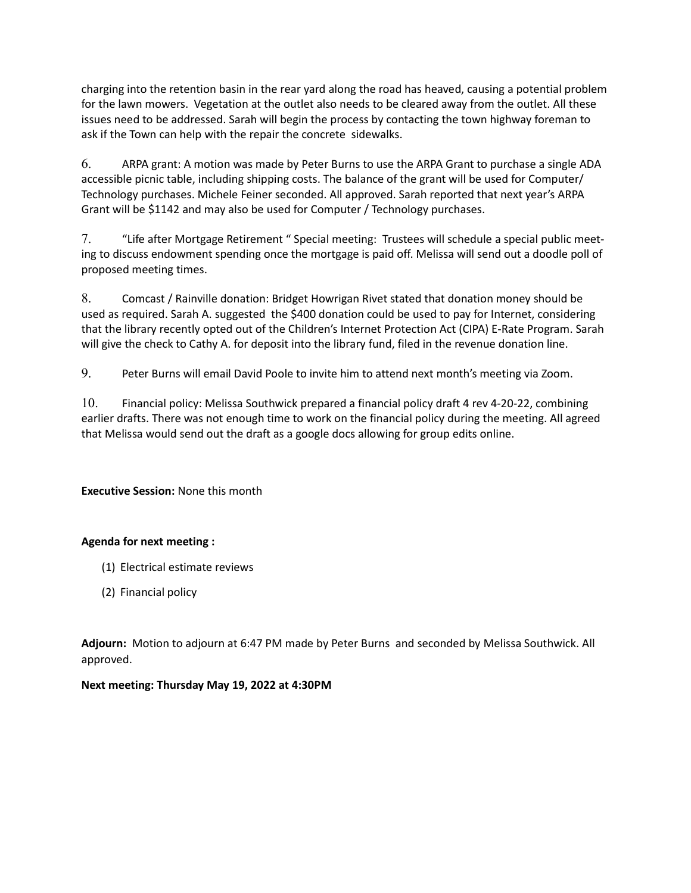charging into the retention basin in the rear yard along the road has heaved, causing a potential problem for the lawn mowers. Vegetation at the outlet also needs to be cleared away from the outlet. All these issues need to be addressed. Sarah will begin the process by contacting the town highway foreman to ask if the Town can help with the repair the concrete sidewalks.

6. ARPA grant: A motion was made by Peter Burns to use the ARPA Grant to purchase a single ADA accessible picnic table, including shipping costs. The balance of the grant will be used for Computer/ Technology purchases. Michele Feiner seconded. All approved. Sarah reported that next year's ARPA Grant will be $1142 and may also be used for Computer / Technology purchases.

7. "Life after Mortgage Retirement " Special meeting: Trustees will schedule a special public meeting to discuss endowment spending once the mortgage is paid off. Melissa will send out a doodle poll of proposed meeting times.

8. Comcast / Rainville donation: Bridget Howrigan Rivet stated that donation money should be used as required. Sarah A. suggested the $400 donation could be used to pay for Internet, considering that the library recently opted out of the Children's Internet Protection Act (CIPA) E-Rate Program. Sarah will give the check to Cathy A. for deposit into the library fund, filed in the revenue donation line.

9. Peter Burns will email David Poole to invite him to attend next month's meeting via Zoom.

10. Financial policy: Melissa Southwick prepared a financial policy draft 4 rev 4-20-22, combining earlier drafts. There was not enough time to work on the financial policy during the meeting. All agreed that Melissa would send out the draft as a google docs allowing for group edits online.

**Executive Session:** None this month

**Agenda for next meeting :**

(1) Electrical estimate reviews

(2) Financial policy

**Adjourn:** Motion to adjourn at 6:47 PM made by Peter Burns and seconded by Melissa Southwick. All approved.

**Next meeting: Thursday May 19, 2022 at 4:30PM**